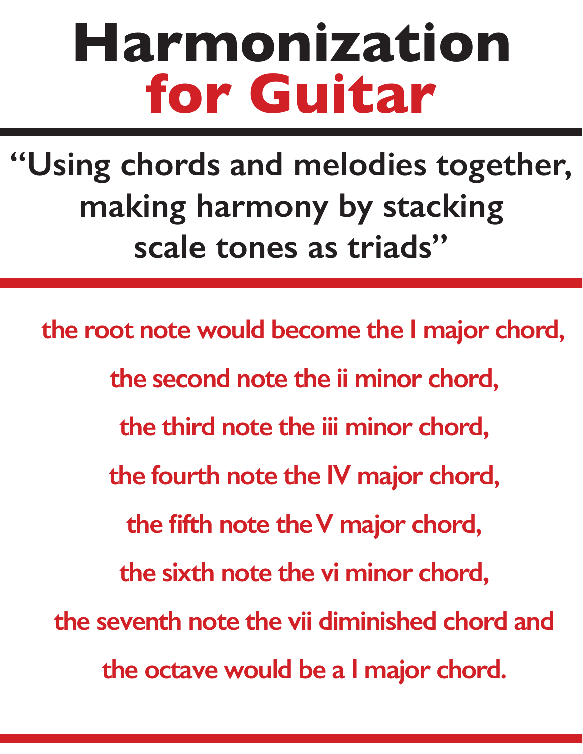# Harmonization
# for Guitar

**"Using chords and melodies together, making harmony by stacking scale tones as triads"**

**the root note would become the I major chord,**

**the second note the ii minor chord,**

**the third note the iii minor chord,**

**the fourth note the IV major chord,**

**the fifth note the V major chord,**

**the sixth note the vi minor chord,**

**the seventh note the vii diminished chord and**

**the octave would be a I major chord.**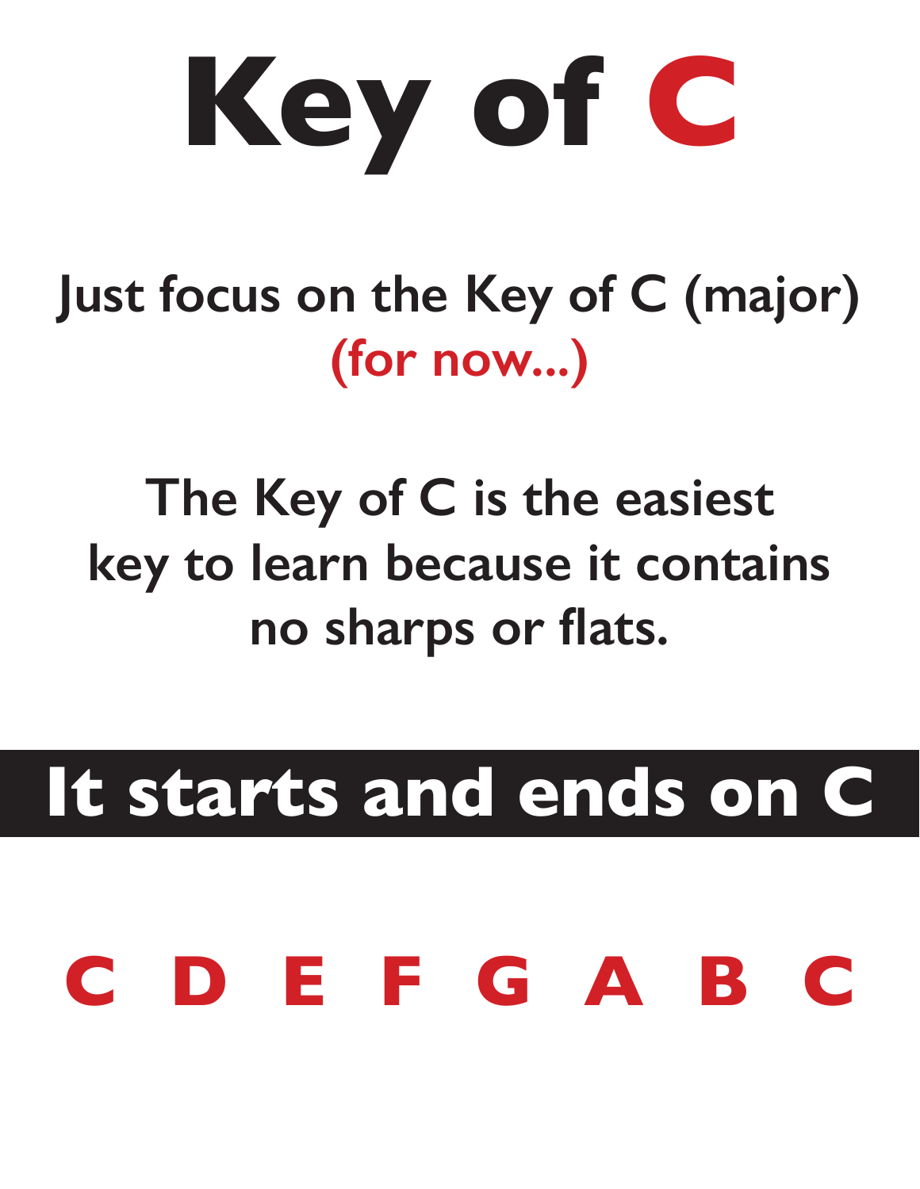# Key of C

## Just focus on the Key of C (major) (for now...)

## The Key of C is the easiest key to learn because it contains no sharps or flats.

## It starts and ends on C

# C D E F G A B C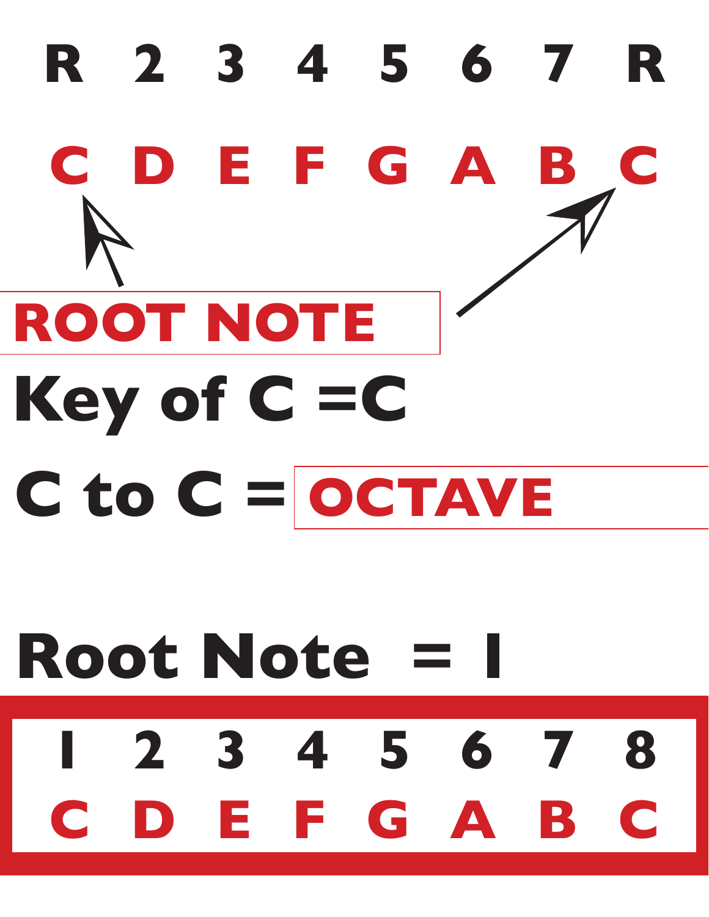| R | 2 | 3 | 4 | 5 | 6 | 7 | R |
|---|---|---|---|---|---|---|---|
| C | D | E | F | G | A | B | C |

**ROOT NOTE**

# Key of C =C

# C to C = OCTAVE

# Root Note = I

| I | 2 | 3 | 4 | 5 | 6 | 7 | 8 |
|---|---|---|---|---|---|---|---|
| C | D | E | F | G | A | B | C |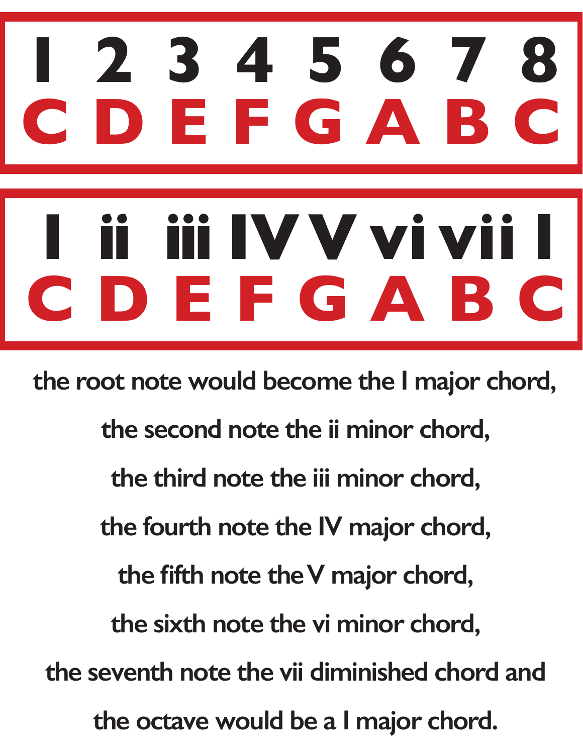| 1 | 2 | 3 | 4 | 5 | 6 | 7 | 8 |
|---|---|---|---|---|---|---|---|
| C | D | E | F | G | A | B | C |

| I | ii | iii | IV | V | vi | vii | I |
|---|---|---|---|---|---|---|---|
| C | D | E | F | G | A | B | C |

the root note would become the I major chord,

the second note the ii minor chord,

the third note the iii minor chord,

the fourth note the IV major chord,

the fifth note the V major chord,

the sixth note the vi minor chord,

the seventh note the vii diminished chord and

the octave would be a I major chord.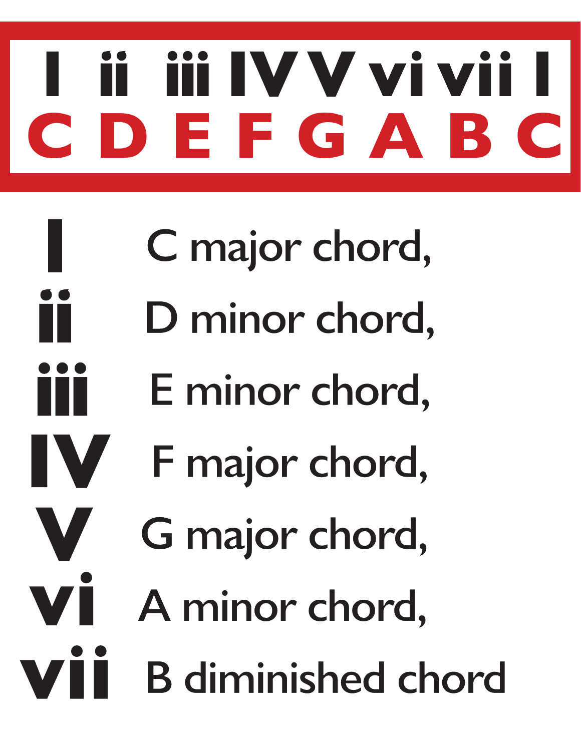| I | ii | iii | IV | V | vi | vii | I |
|---|---|---|---|---|---|---|---|
| C | D | E | F | G | A | B | C |

I C major chord,

ii D minor chord,

iii E minor chord,

IV F major chord,

V G major chord,

vi A minor chord,

vii B diminished chord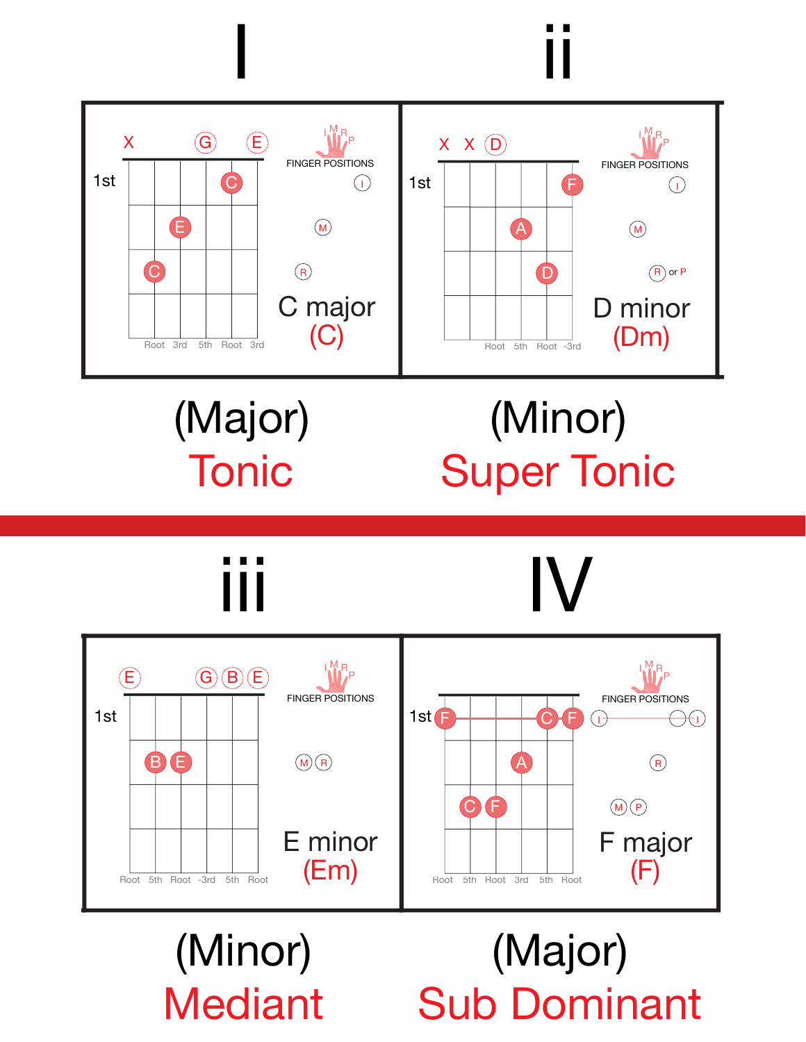# I

X G E

1st

C E C

Root 3rd 5th Root 3rd

FINGER POSITIONS

I M R

C major
(C)

(Major)
Tonic

# ii

X X D

1st

F A D

Root 5th Root -3rd

FINGER POSITIONS

I M R or P

D minor
(Dm)

(Minor)
Super Tonic

# iii

E G B E

1st

B E

Root 5th Root -3rd 5th Root

FINGER POSITIONS

M R

E minor
(Em)

(Minor)
Mediant

# IV

1st

F C F A C F

Root 5th Root 3rd 5th Root

FINGER POSITIONS

I I R M P

F major
(F)

(Major)
Sub Dominant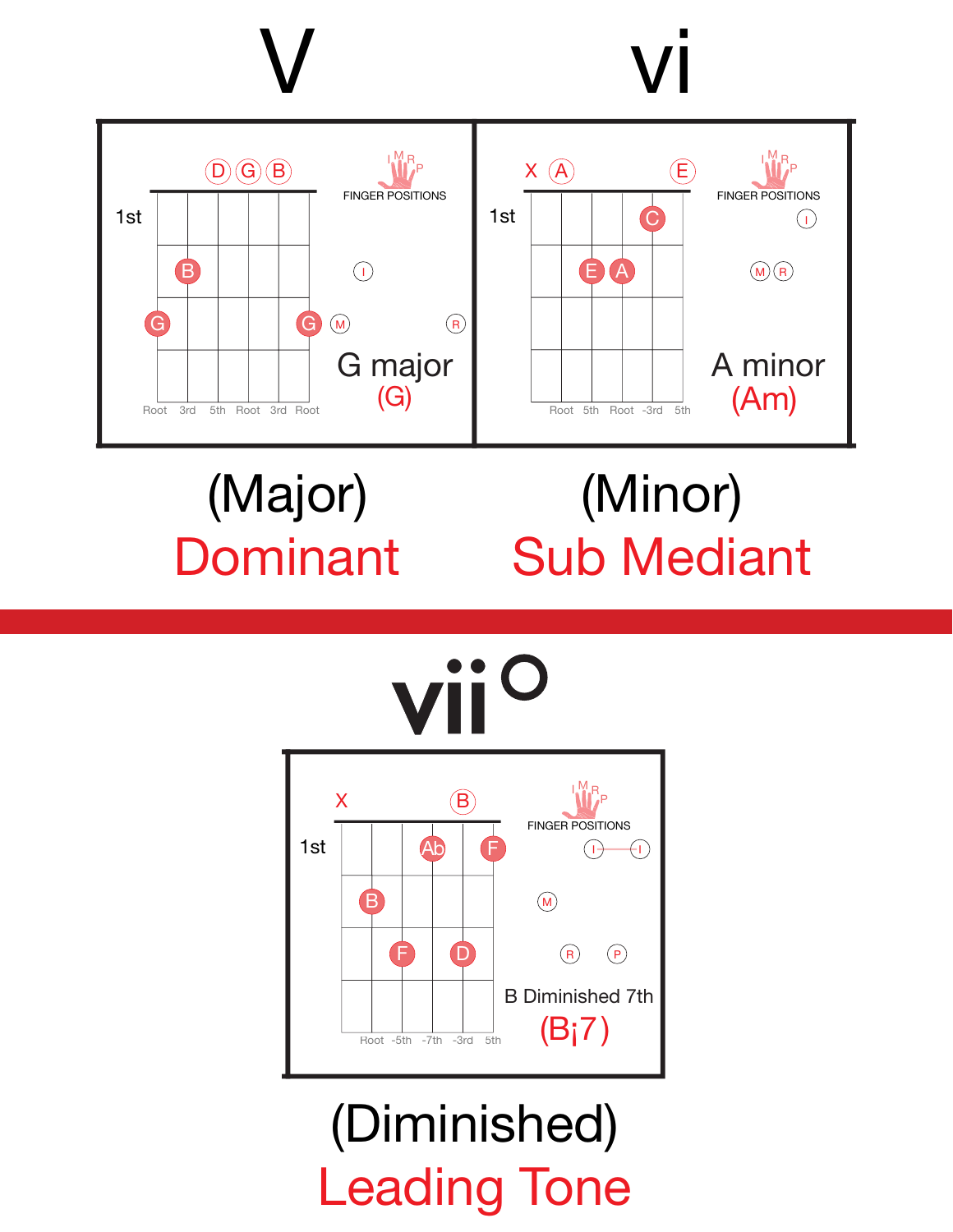# V

D G B

1st

B

G G

FINGER POSITIONS

I M R P

I

M R

Root 3rd 5th Root 3rd Root

G major
(G)

(Major)
Dominant

# vi

X A E

1st

C

E A

FINGER POSITIONS

I M R P

I

M R

Root 5th Root -3rd 5th

A minor
(Am)

(Minor)
Sub Mediant

# vii°

X B

1st

Ab F

B

F D

FINGER POSITIONS

I M R P

I — I

M

R P

Root -5th -7th -3rd 5th

B Diminished 7th
(B¡7)

(Diminished)
Leading Tone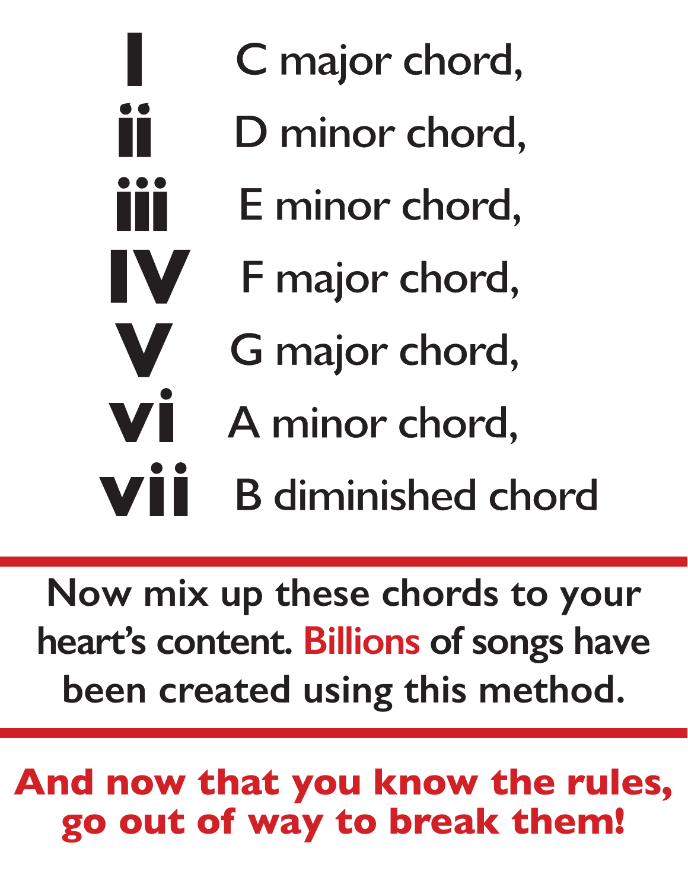| | |
|---|---|
| I | C major chord, |
| ii | D minor chord, |
| iii | E minor chord, |
| IV | F major chord, |
| V | G major chord, |
| vi | A minor chord, |
| vii | B diminished chord |

---

**Now mix up these chords to your heart's content. Billions of songs have been created using this method.**

---

**And now that you know the rules, go out of way to break them!**